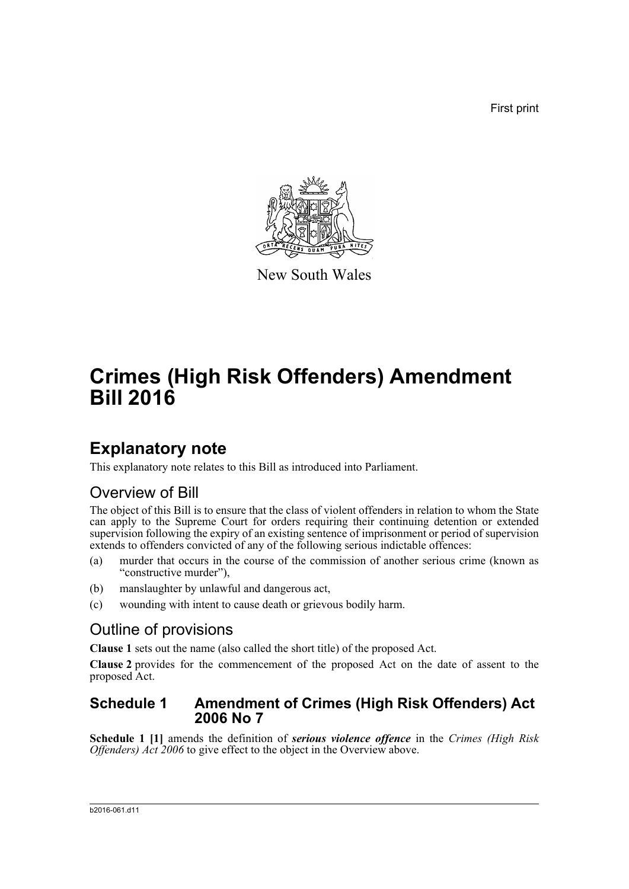First print

New South Wales

# Crimes (High Risk Offenders) Amendment Bill 2016

## Explanatory note

This explanatory note relates to this Bill as introduced into Parliament.

### Overview of Bill

The object of this Bill is to ensure that the class of violent offenders in relation to whom the State can apply to the Supreme Court for orders requiring their continuing detention or extended supervision following the expiry of an existing sentence of imprisonment or period of supervision extends to offenders convicted of any of the following serious indictable offences:

(a) murder that occurs in the course of the commission of another serious crime (known as "constructive murder"),

(b) manslaughter by unlawful and dangerous act,

(c) wounding with intent to cause death or grievous bodily harm.

### Outline of provisions

**Clause 1** sets out the name (also called the short title) of the proposed Act.

**Clause 2** provides for the commencement of the proposed Act on the date of assent to the proposed Act.

### Schedule 1 Amendment of Crimes (High Risk Offenders) Act 2006 No 7

**Schedule 1 [1]** amends the definition of ***serious violence offence*** in the *Crimes (High Risk Offenders) Act 2006* to give effect to the object in the Overview above.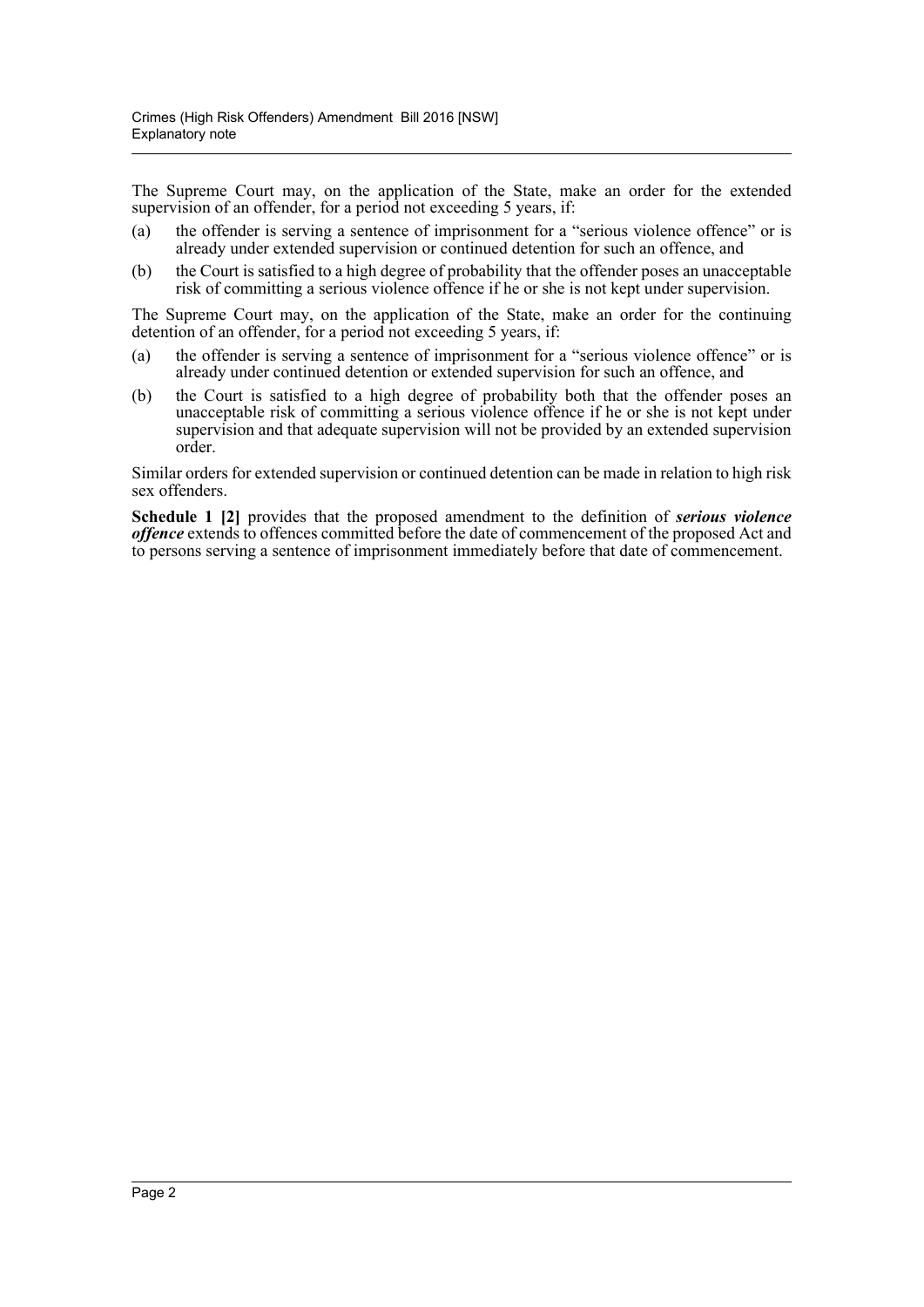The Supreme Court may, on the application of the State, make an order for the extended supervision of an offender, for a period not exceeding 5 years, if:

(a) the offender is serving a sentence of imprisonment for a "serious violence offence" or is already under extended supervision or continued detention for such an offence, and

(b) the Court is satisfied to a high degree of probability that the offender poses an unacceptable risk of committing a serious violence offence if he or she is not kept under supervision.

The Supreme Court may, on the application of the State, make an order for the continuing detention of an offender, for a period not exceeding 5 years, if:

(a) the offender is serving a sentence of imprisonment for a "serious violence offence" or is already under continued detention or extended supervision for such an offence, and

(b) the Court is satisfied to a high degree of probability both that the offender poses an unacceptable risk of committing a serious violence offence if he or she is not kept under supervision and that adequate supervision will not be provided by an extended supervision order.

Similar orders for extended supervision or continued detention can be made in relation to high risk sex offenders.

**Schedule 1 [2]** provides that the proposed amendment to the definition of ***serious violence offence*** extends to offences committed before the date of commencement of the proposed Act and to persons serving a sentence of imprisonment immediately before that date of commencement.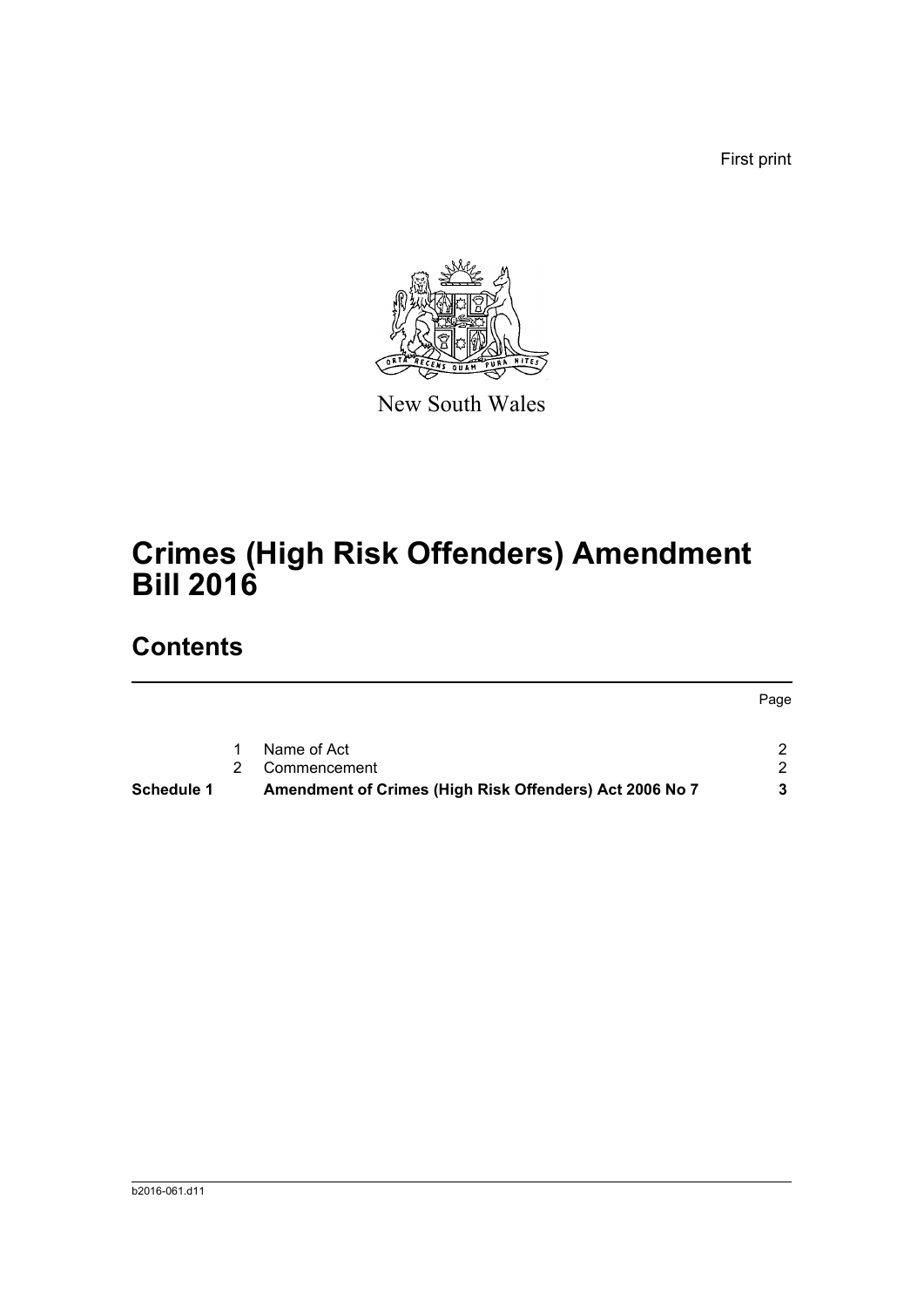First print

New South Wales

# Crimes (High Risk Offenders) Amendment Bill 2016

## Contents

| | | | Page |
|---|---|---|---|
| | 1 | Name of Act | 2 |
| | 2 | Commencement | 2 |
| **Schedule 1** | | **Amendment of Crimes (High Risk Offenders) Act 2006 No 7** | **3** |

b2016-061.d11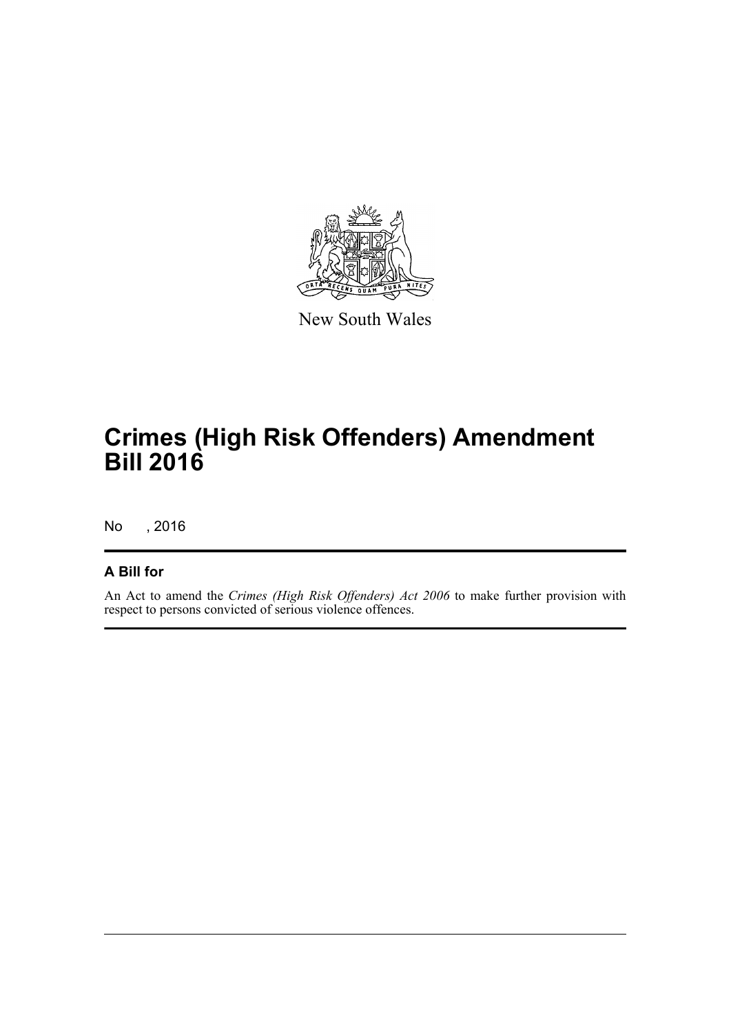New South Wales

# Crimes (High Risk Offenders) Amendment Bill 2016

No , 2016

## A Bill for

An Act to amend the *Crimes (High Risk Offenders) Act 2006* to make further provision with respect to persons convicted of serious violence offences.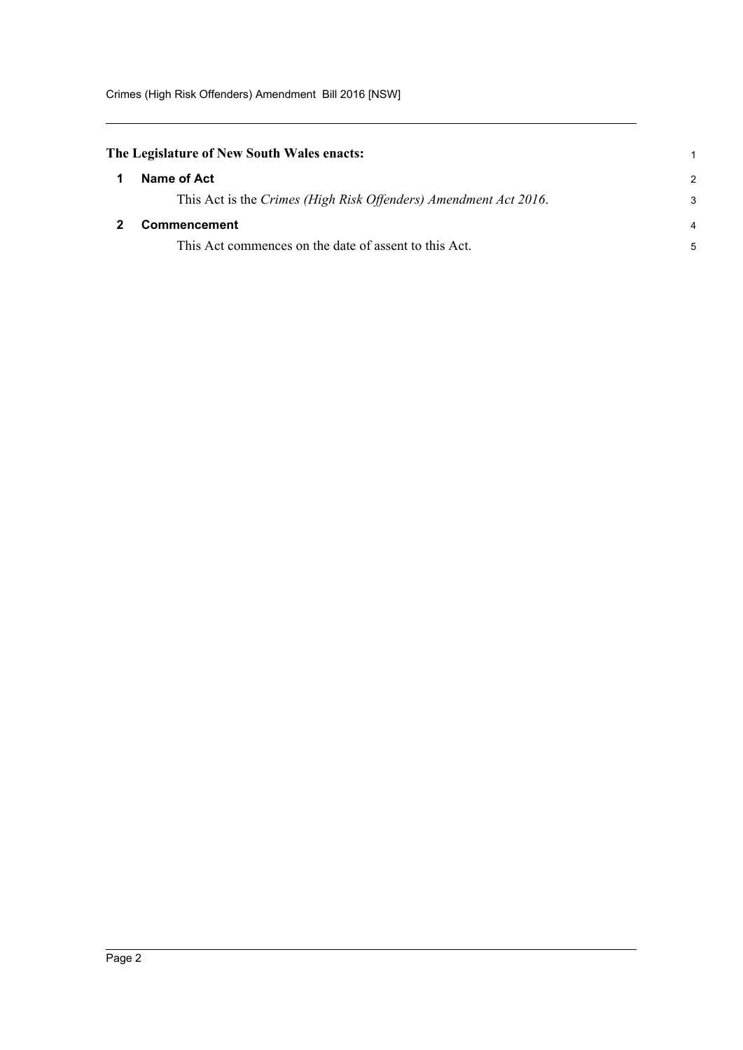**The Legislature of New South Wales enacts:**

## 1 Name of Act

This Act is the *Crimes (High Risk Offenders) Amendment Act 2016*.

## 2 Commencement

This Act commences on the date of assent to this Act.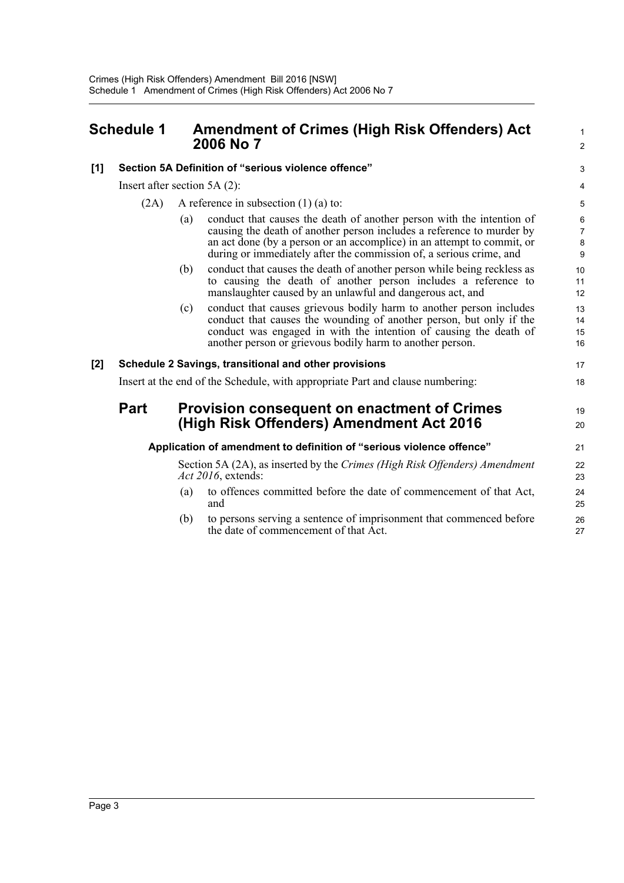# Schedule 1 Amendment of Crimes (High Risk Offenders) Act 2006 No 7

**[1] Section 5A Definition of "serious violence offence"**

Insert after section 5A (2):

(2A) A reference in subsection (1) (a) to:

(a) conduct that causes the death of another person with the intention of causing the death of another person includes a reference to murder by an act done (by a person or an accomplice) in an attempt to commit, or during or immediately after the commission of, a serious crime, and

(b) conduct that causes the death of another person while being reckless as to causing the death of another person includes a reference to manslaughter caused by an unlawful and dangerous act, and

(c) conduct that causes grievous bodily harm to another person includes conduct that causes the wounding of another person, but only if the conduct was engaged in with the intention of causing the death of another person or grievous bodily harm to another person.

**[2] Schedule 2 Savings, transitional and other provisions**

Insert at the end of the Schedule, with appropriate Part and clause numbering:

## Part Provision consequent on enactment of Crimes (High Risk Offenders) Amendment Act 2016

**Application of amendment to definition of "serious violence offence"**

Section 5A (2A), as inserted by the *Crimes (High Risk Offenders) Amendment Act 2016*, extends:

(a) to offences committed before the date of commencement of that Act, and

(b) to persons serving a sentence of imprisonment that commenced before the date of commencement of that Act.